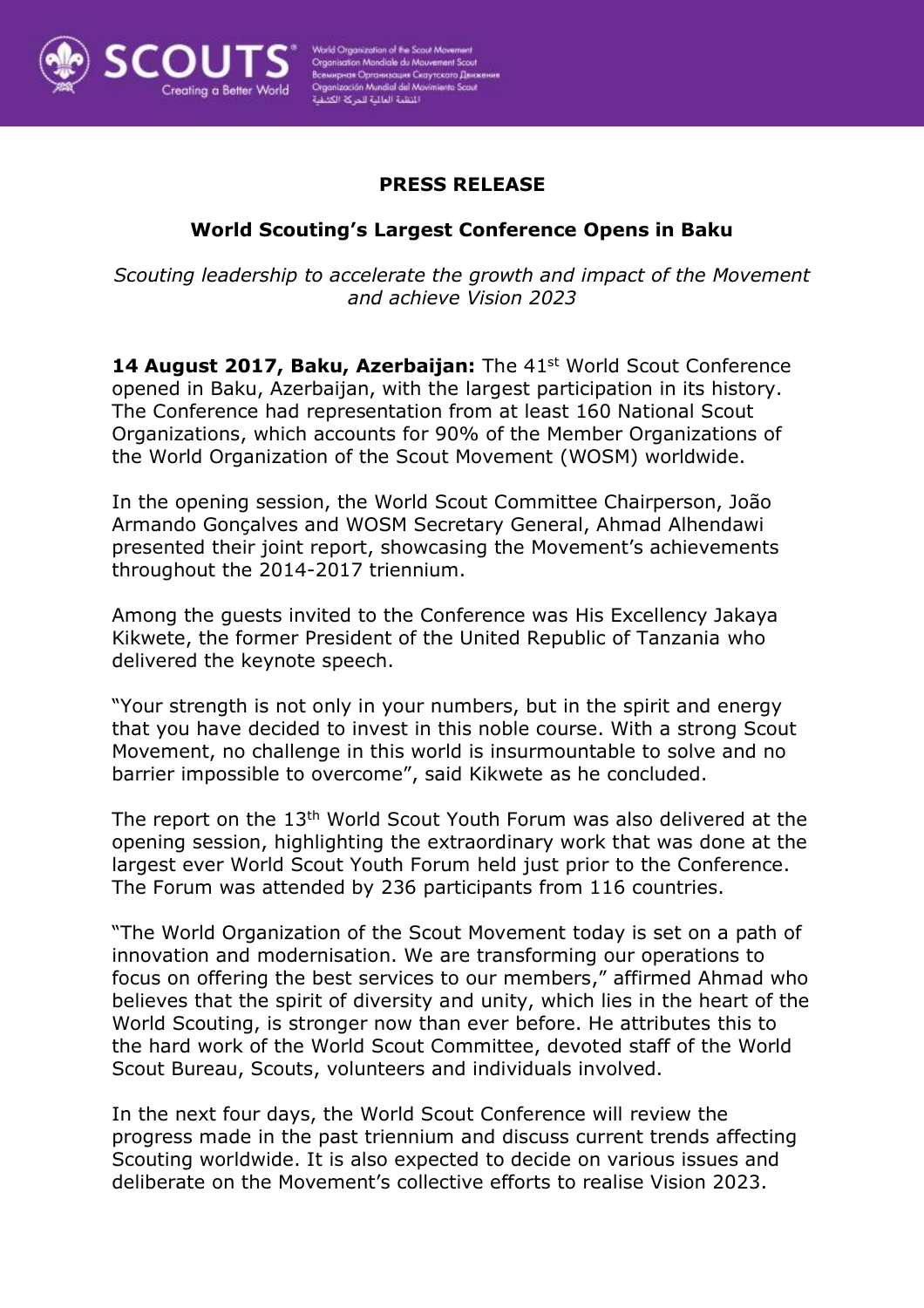**PRESS RELEASE**

## World Scouting's Largest Conference Opens in Baku

*Scouting leadership to accelerate the growth and impact of the Movement and achieve Vision 2023*

**14 August 2017, Baku, Azerbaijan:** The 41st World Scout Conference opened in Baku, Azerbaijan, with the largest participation in its history. The Conference had representation from at least 160 National Scout Organizations, which accounts for 90% of the Member Organizations of the World Organization of the Scout Movement (WOSM) worldwide.

In the opening session, the World Scout Committee Chairperson, João Armando Gonçalves and WOSM Secretary General, Ahmad Alhendawi presented their joint report, showcasing the Movement's achievements throughout the 2014-2017 triennium.

Among the guests invited to the Conference was His Excellency Jakaya Kikwete, the former President of the United Republic of Tanzania who delivered the keynote speech.

"Your strength is not only in your numbers, but in the spirit and energy that you have decided to invest in this noble course. With a strong Scout Movement, no challenge in this world is insurmountable to solve and no barrier impossible to overcome", said Kikwete as he concluded.

The report on the 13th World Scout Youth Forum was also delivered at the opening session, highlighting the extraordinary work that was done at the largest ever World Scout Youth Forum held just prior to the Conference. The Forum was attended by 236 participants from 116 countries.

"The World Organization of the Scout Movement today is set on a path of innovation and modernisation. We are transforming our operations to focus on offering the best services to our members," affirmed Ahmad who believes that the spirit of diversity and unity, which lies in the heart of the World Scouting, is stronger now than ever before. He attributes this to the hard work of the World Scout Committee, devoted staff of the World Scout Bureau, Scouts, volunteers and individuals involved.

In the next four days, the World Scout Conference will review the progress made in the past triennium and discuss current trends affecting Scouting worldwide. It is also expected to decide on various issues and deliberate on the Movement's collective efforts to realise Vision 2023.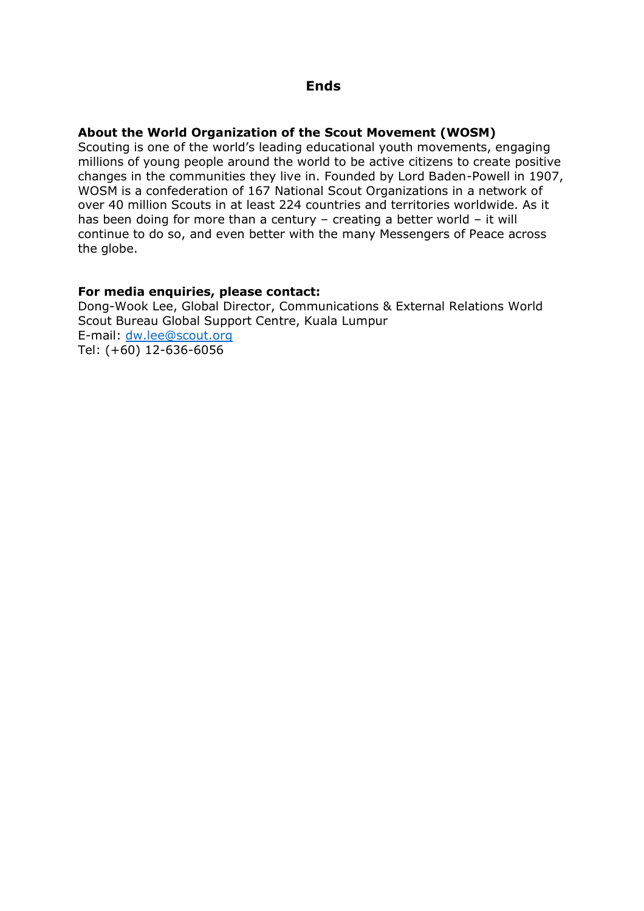**Ends**

**About the World Organization of the Scout Movement (WOSM)**
Scouting is one of the world's leading educational youth movements, engaging millions of young people around the world to be active citizens to create positive changes in the communities they live in. Founded by Lord Baden-Powell in 1907, WOSM is a confederation of 167 National Scout Organizations in a network of over 40 million Scouts in at least 224 countries and territories worldwide. As it has been doing for more than a century – creating a better world – it will continue to do so, and even better with the many Messengers of Peace across the globe.

**For media enquiries, please contact:**
Dong-Wook Lee, Global Director, Communications & External Relations World Scout Bureau Global Support Centre, Kuala Lumpur
E-mail: dw.lee@scout.org
Tel: (+60) 12-636-6056